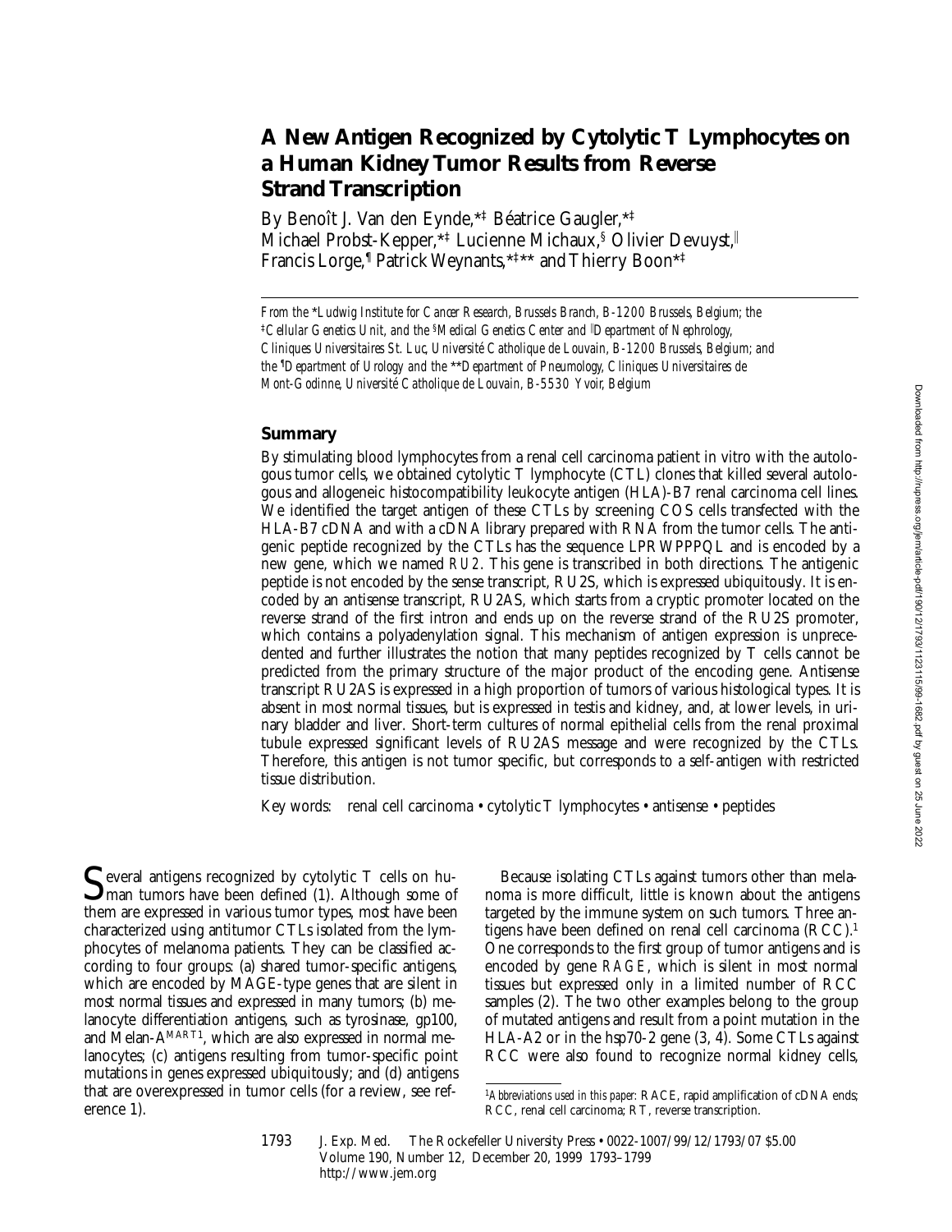# A New Antigen Recognized by Cytolytic T Lymphocytes on a Human Kidney Tumor Results from Reverse Strand Transcription

By Benoît J. Van den Eynde,[*‡] Béatrice Gaugler,[*‡] Michael Probst-Kepper,[*‡] Lucienne Michaux,[§] Olivier Devuyst,[‖] Francis Lorge,[¶] Patrick Weynants,[*‡**] and Thierry Boon[*‡]

*From the* [*]*Ludwig Institute for Cancer Research, Brussels Branch, B-1200 Brussels, Belgium; the* [‡]*Cellular Genetics Unit, and the* [§]*Medical Genetics Center and* [‖]*Department of Nephrology, Cliniques Universitaires St. Luc, Université Catholique de Louvain, B-1200 Brussels, Belgium; and the* [¶]*Department of Urology and the* [**]*Department of Pneumology, Cliniques Universitaires de Mont-Godinne, Université Catholique de Louvain, B-5530 Yvoir, Belgium*

## Summary

By stimulating blood lymphocytes from a renal cell carcinoma patient in vitro with the autologous tumor cells, we obtained cytolytic T lymphocyte (CTL) clones that killed several autologous and allogeneic histocompatibility leukocyte antigen (HLA)-B7 renal carcinoma cell lines. We identified the target antigen of these CTLs by screening COS cells transfected with the HLA-B7 cDNA and with a cDNA library prepared with RNA from the tumor cells. The antigenic peptide recognized by the CTLs has the sequence LPRWPPPQL and is encoded by a new gene, which we named *RU2*. This gene is transcribed in both directions. The antigenic peptide is not encoded by the sense transcript, RU2S, which is expressed ubiquitously. It is encoded by an antisense transcript, RU2AS, which starts from a cryptic promoter located on the reverse strand of the first intron and ends up on the reverse strand of the RU2S promoter, which contains a polyadenylation signal. This mechanism of antigen expression is unprecedented and further illustrates the notion that many peptides recognized by T cells cannot be predicted from the primary structure of the major product of the encoding gene. Antisense transcript RU2AS is expressed in a high proportion of tumors of various histological types. It is absent in most normal tissues, but is expressed in testis and kidney, and, at lower levels, in urinary bladder and liver. Short-term cultures of normal epithelial cells from the renal proximal tubule expressed significant levels of RU2AS message and were recognized by the CTLs. Therefore, this antigen is not tumor specific, but corresponds to a self-antigen with restricted tissue distribution.

Key words: renal cell carcinoma • cytolytic T lymphocytes • antisense • peptides

Several antigens recognized by cytolytic T cells on human tumors have been defined (1). Although some of them are expressed in various tumor types, most have been characterized using antitumor CTLs isolated from the lymphocytes of melanoma patients. They can be classified according to four groups: (a) shared tumor-specific antigens, which are encoded by MAGE-type genes that are silent in most normal tissues and expressed in many tumors; (b) melanocyte differentiation antigens, such as tyrosinase, gp100, and Melan-A$^{MART1}$, which are also expressed in normal melanocytes; (c) antigens resulting from tumor-specific point mutations in genes expressed ubiquitously; and (d) antigens that are overexpressed in tumor cells (for a review, see reference 1).

Because isolating CTLs against tumors other than melanoma is more difficult, little is known about the antigens targeted by the immune system on such tumors. Three antigens have been defined on renal cell carcinoma (RCC).[1] One corresponds to the first group of tumor antigens and is encoded by gene *RAGE*, which is silent in most normal tissues but expressed only in a limited number of RCC samples (2). The two other examples belong to the group of mutated antigens and result from a point mutation in the HLA-A2 or in the hsp70-2 gene (3, 4). Some CTLs against RCC were also found to recognize normal kidney cells,

[1]*Abbreviations used in this paper:* RACE, rapid amplification of cDNA ends; RCC, renal cell carcinoma; RT, reverse transcription.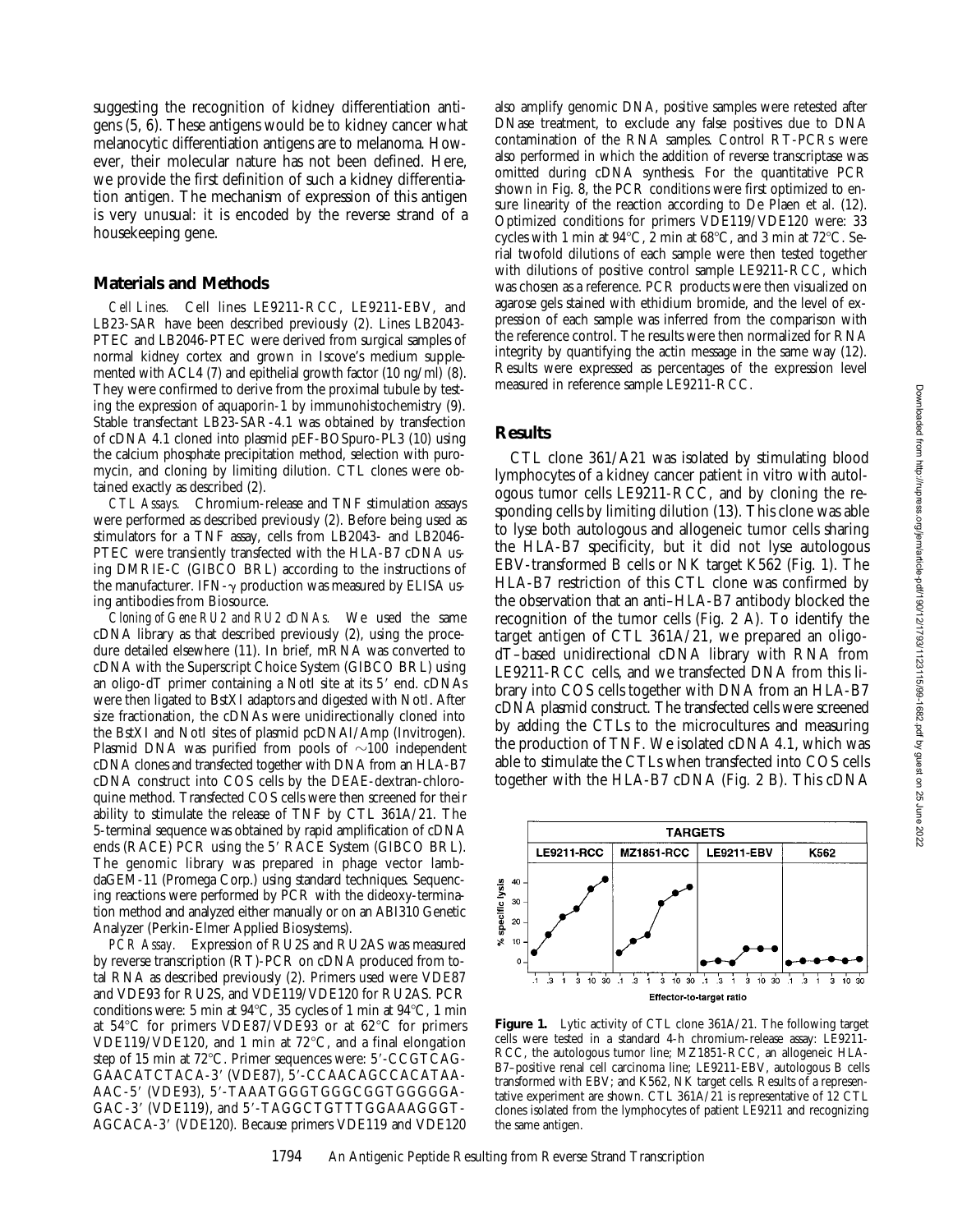suggesting the recognition of kidney differentiation antigens (5, 6). These antigens would be to kidney cancer what melanocytic differentiation antigens are to melanoma. However, their molecular nature has not been defined. Here, we provide the first definition of such a kidney differentiation antigen. The mechanism of expression of this antigen is very unusual: it is encoded by the reverse strand of a housekeeping gene.

## Materials and Methods

*Cell Lines.* Cell lines LE9211-RCC, LE9211-EBV, and LB23-SAR have been described previously (2). Lines LB2043-PTEC and LB2046-PTEC were derived from surgical samples of normal kidney cortex and grown in Iscove's medium supplemented with ACL4 (7) and epithelial growth factor (10 ng/ml) (8). They were confirmed to derive from the proximal tubule by testing the expression of aquaporin-1 by immunohistochemistry (9). Stable transfectant LB23-SAR-4.1 was obtained by transfection of cDNA 4.1 cloned into plasmid pEF-BOSpuro-PL3 (10) using the calcium phosphate precipitation method, selection with puromycin, and cloning by limiting dilution. CTL clones were obtained exactly as described (2).

*CTL Assays.* Chromium-release and TNF stimulation assays were performed as described previously (2). Before being used as stimulators for a TNF assay, cells from LB2043- and LB2046-PTEC were transiently transfected with the HLA-B7 cDNA using DMRIE-C (GIBCO BRL) according to the instructions of the manufacturer. IFN-$\gamma$ production was measured by ELISA using antibodies from Biosource.

*Cloning of Gene RU2 and RU2 cDNAs.* We used the same cDNA library as that described previously (2), using the procedure detailed elsewhere (11). In brief, mRNA was converted to cDNA with the Superscript Choice System (GIBCO BRL) using an oligo-dT primer containing a NotI site at its 5′ end. cDNAs were then ligated to BstXI adaptors and digested with NotI. After size fractionation, the cDNAs were unidirectionally cloned into the BstXI and NotI sites of plasmid pcDNAI/Amp (Invitrogen). Plasmid DNA was purified from pools of ~100 independent cDNA clones and transfected together with DNA from an HLA-B7 cDNA construct into COS cells by the DEAE-dextran-chloroquine method. Transfected COS cells were then screened for their ability to stimulate the release of TNF by CTL 361A/21. The 5-terminal sequence was obtained by rapid amplification of cDNA ends (RACE) PCR using the 5′ RACE System (GIBCO BRL). The genomic library was prepared in phage vector lambdaGEM-11 (Promega Corp.) using standard techniques. Sequencing reactions were performed by PCR with the dideoxy-termination method and analyzed either manually or on an ABI310 Genetic Analyzer (Perkin-Elmer Applied Biosystems).

*PCR Assay.* Expression of RU2S and RU2AS was measured by reverse transcription (RT)-PCR on cDNA produced from total RNA as described previously (2). Primers used were VDE87 and VDE93 for RU2S, and VDE119/VDE120 for RU2AS. PCR conditions were: 5 min at 94°C, 35 cycles of 1 min at 94°C, 1 min at 54°C for primers VDE87/VDE93 or at 62°C for primers VDE119/VDE120, and 1 min at 72°C, and a final elongation step of 15 min at 72°C. Primer sequences were: 5′-CCGTCAG-GAACATCTACA-3′ (VDE87), 5′-CCAACAGCCACATAA-AAC-5′ (VDE93), 5′-TAAATGGGTGGGCGGTGGGGGA-GAC-3′ (VDE119), and 5′-TAGGCTGTTTGGAAAGGGT-AGCACA-3′ (VDE120). Because primers VDE119 and VDE120 also amplify genomic DNA, positive samples were retested after DNase treatment, to exclude any false positives due to DNA contamination of the RNA samples. Control RT-PCRs were also performed in which the addition of reverse transcriptase was omitted during cDNA synthesis. For the quantitative PCR shown in Fig. 8, the PCR conditions were first optimized to ensure linearity of the reaction according to De Plaen et al. (12). Optimized conditions for primers VDE119/VDE120 were: 33 cycles with 1 min at 94°C, 2 min at 68°C, and 3 min at 72°C. Serial twofold dilutions of each sample were then tested together with dilutions of positive control sample LE9211-RCC, which was chosen as a reference. PCR products were then visualized on agarose gels stained with ethidium bromide, and the level of expression of each sample was inferred from the comparison with the reference control. The results were then normalized for RNA integrity by quantifying the actin message in the same way (12). Results were expressed as percentages of the expression level measured in reference sample LE9211-RCC.

## Results

CTL clone 361/A21 was isolated by stimulating blood lymphocytes of a kidney cancer patient in vitro with autologous tumor cells LE9211-RCC, and by cloning the responding cells by limiting dilution (13). This clone was able to lyse both autologous and allogeneic tumor cells sharing the HLA-B7 specificity, but it did not lyse autologous EBV-transformed B cells or NK target K562 (Fig. 1). The HLA-B7 restriction of this CTL clone was confirmed by the observation that an anti–HLA-B7 antibody blocked the recognition of the tumor cells (Fig. 2 A). To identify the target antigen of CTL 361A/21, we prepared an oligo-dT–based unidirectional cDNA library with RNA from LE9211-RCC cells, and we transfected DNA from this library into COS cells together with DNA from an HLA-B7 cDNA plasmid construct. The transfected cells were screened by adding the CTLs to the microcultures and measuring the production of TNF. We isolated cDNA 4.1, which was able to stimulate the CTLs when transfected into COS cells together with the HLA-B7 cDNA (Fig. 2 B). This cDNA

**Figure 1.** Lytic activity of CTL clone 361A/21. The following target cells were tested in a standard 4-h chromium-release assay: LE9211-RCC, the autologous tumor line; MZ1851-RCC, an allogeneic HLA-B7–positive renal cell carcinoma line; LE9211-EBV, autologous B cells transformed with EBV; and K562, NK target cells. Results of a representative experiment are shown. CTL 361A/21 is representative of 12 CTL clones isolated from the lymphocytes of patient LE9211 and recognizing the same antigen.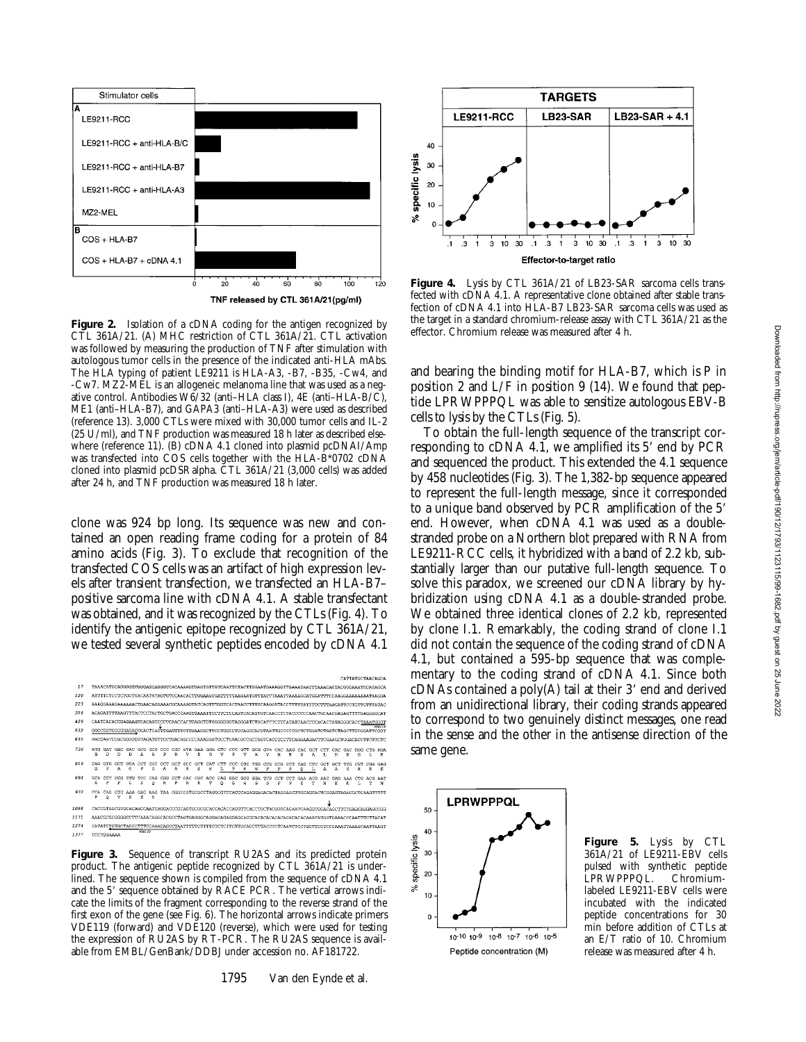**Figure 2.** Isolation of a cDNA coding for the antigen recognized by CTL 361A/21. (A) MHC restriction of CTL 361A/21. CTL activation was followed by measuring the production of TNF after stimulation with autologous tumor cells in the presence of the indicated anti-HLA mAbs. The HLA typing of patient LE9211 is HLA-A3, -B7, -B35, -Cw4, and -Cw7. MZ2-MEL is an allogeneic melanoma line that was used as a negative control. Antibodies W6/32 (anti–HLA class I), 4E (anti–HLA-B/C), ME1 (anti–HLA-B7), and GAPA3 (anti–HLA-A3) were used as described (reference 13). 3,000 CTLs were mixed with 30,000 tumor cells and IL-2 (25 U/ml), and TNF production was measured 18 h later as described elsewhere (reference 11). (B) cDNA 4.1 cloned into plasmid pcDNAI/Amp was transfected into COS cells together with the HLA-B*0702 cDNA cloned into plasmid pcDSR alpha. CTL 361A/21 (3,000 cells) was added after 24 h, and TNF production was measured 18 h later.

clone was 924 bp long. Its sequence was new and contained an open reading frame coding for a protein of 84 amino acids (Fig. 3). To exclude that recognition of the transfected COS cells was an artifact of high expression levels after transient transfection, we transfected an HLA-B7–positive sarcoma line with cDNA 4.1. A stable transfectant was obtained, and it was recognized by the CTLs (Fig. 4). To identify the antigenic epitope recognized by CTL 361A/21, we tested several synthetic peptides encoded by cDNA 4.1

**Figure 3.** Sequence of transcript RU2AS and its predicted protein product. The antigenic peptide recognized by CTL 361A/21 is underlined. The sequence shown is compiled from the sequence of cDNA 4.1 and the 5′ sequence obtained by RACE PCR. The vertical arrows indicate the limits of the fragment corresponding to the reverse strand of the first exon of the gene (see Fig. 6). The horizontal arrows indicate primers VDE119 (forward) and VDE120 (reverse), which were used for testing the expression of RU2AS by RT-PCR. The RU2AS sequence is available from EMBL/GenBank/DDBJ under accession no. AF181722.

**Figure 4.** Lysis by CTL 361A/21 of LB23-SAR sarcoma cells transfected with cDNA 4.1. A representative clone obtained after stable transfection of cDNA 4.1 into HLA-B7 LB23-SAR sarcoma cells was used as the target in a standard chromium-release assay with CTL 361A/21 as the effector. Chromium release was measured after 4 h.

and bearing the binding motif for HLA-B7, which is P in position 2 and L/F in position 9 (14). We found that peptide LPRWPPPQL was able to sensitize autologous EBV-B cells to lysis by the CTLs (Fig. 5).

To obtain the full-length sequence of the transcript corresponding to cDNA 4.1, we amplified its 5′ end by PCR and sequenced the product. This extended the 4.1 sequence by 458 nucleotides (Fig. 3). The 1,382-bp sequence appeared to represent the full-length message, since it corresponded to a unique band observed by PCR amplification of the 5′ end. However, when cDNA 4.1 was used as a double-stranded probe on a Northern blot prepared with RNA from LE9211-RCC cells, it hybridized with a band of 2.2 kb, substantially larger than our putative full-length sequence. To solve this paradox, we screened our cDNA library by hybridization using cDNA 4.1 as a double-stranded probe. We obtained three identical clones of 2.2 kb, represented by clone I.1. Remarkably, the coding strand of clone I.1 did not contain the sequence of the coding strand of cDNA 4.1, but contained a 595-bp sequence that was complementary to the coding strand of cDNA 4.1. Since both cDNAs contained a poly(A) tail at their 3′ end and derived from an unidirectional library, their coding strands appeared to correspond to two genuinely distinct messages, one read in the sense and the other in the antisense direction of the same gene.

**Figure 5.** Lysis by CTL 361A/21 of LE9211-EBV cells pulsed with synthetic peptide LPRWPPPQL. Chromium-labeled LE9211-EBV cells were incubated with the indicated peptide concentrations for 30 min before addition of CTLs at an E/T ratio of 10. Chromium release was measured after 4 h.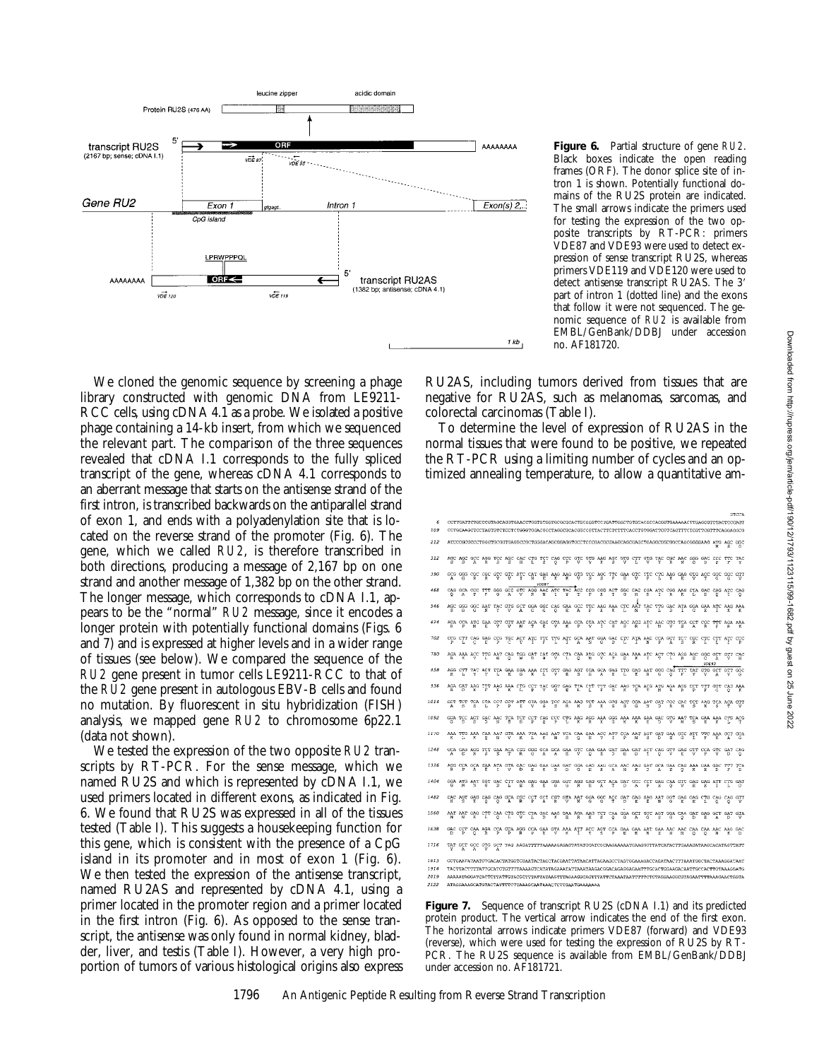**Figure 6.** Partial structure of gene *RU2*. Black boxes indicate the open reading frames (ORF). The donor splice site of intron 1 is shown. Potentially functional domains of the RU2S protein are indicated. The small arrows indicate the primers used for testing the expression of the two opposite transcripts by RT-PCR: primers VDE87 and VDE93 were used to detect expression of sense transcript RU2S, whereas primers VDE119 and VDE120 were used to detect antisense transcript RU2AS. The 3′ part of intron 1 (dotted line) and the exons that follow it were not sequenced. The genomic sequence of *RU2* is available from EMBL/GenBank/DDBJ under accession no. AF181720.

We cloned the genomic sequence by screening a phage library constructed with genomic DNA from LE9211-RCC cells, using cDNA 4.1 as a probe. We isolated a positive phage containing a 14-kb insert, from which we sequenced the relevant part. The comparison of the three sequences revealed that cDNA I.1 corresponds to the fully spliced transcript of the gene, whereas cDNA 4.1 corresponds to an aberrant message that starts on the antisense strand of the first intron, is transcribed backwards on the antiparallel strand of exon 1, and ends with a polyadenylation site that is located on the reverse strand of the promoter (Fig. 6). The gene, which we called *RU2*, is therefore transcribed in both directions, producing a message of 2,167 bp on one strand and another message of 1,382 bp on the other strand. The longer message, which corresponds to cDNA I.1, appears to be the "normal" *RU2* message, since it encodes a longer protein with potentially functional domains (Figs. 6 and 7) and is expressed at higher levels and in a wider range of tissues (see below). We compared the sequence of the *RU2* gene present in tumor cells LE9211-RCC to that of the *RU2* gene present in autologous EBV-B cells and found no mutation. By fluorescent in situ hybridization (FISH) analysis, we mapped gene *RU2* to chromosome 6p22.1 (data not shown).

We tested the expression of the two opposite *RU2* transcripts by RT-PCR. For the sense message, which we named RU2S and which is represented by cDNA I.1, we used primers located in different exons, as indicated in Fig. 6. We found that RU2S was expressed in all of the tissues tested (Table I). This suggests a housekeeping function for this gene, which is consistent with the presence of a CpG island in its promoter and in most of exon 1 (Fig. 6). We then tested the expression of the antisense transcript, named RU2AS and represented by cDNA 4.1, using a primer located in the promoter region and a primer located in the first intron (Fig. 6). As opposed to the sense transcript, the antisense was only found in normal kidney, bladder, liver, and testis (Table I). However, a very high proportion of tumors of various histological origins also express RU2AS, including tumors derived from tissues that are negative for RU2AS, such as melanomas, sarcomas, and colorectal carcinomas (Table I).

To determine the level of expression of RU2AS in the normal tissues that were found to be positive, we repeated the RT-PCR using a limiting number of cycles and an optimized annealing temperature, to allow a quantitative am-

**Figure 7.** Sequence of transcript RU2S (cDNA I.1) and its predicted protein product. The vertical arrow indicates the end of the first exon. The horizontal arrows indicate primers VDE87 (forward) and VDE93 (reverse), which were used for testing the expression of RU2S by RT-PCR. The RU2S sequence is available from EMBL/GenBank/DDBJ under accession no. AF181721.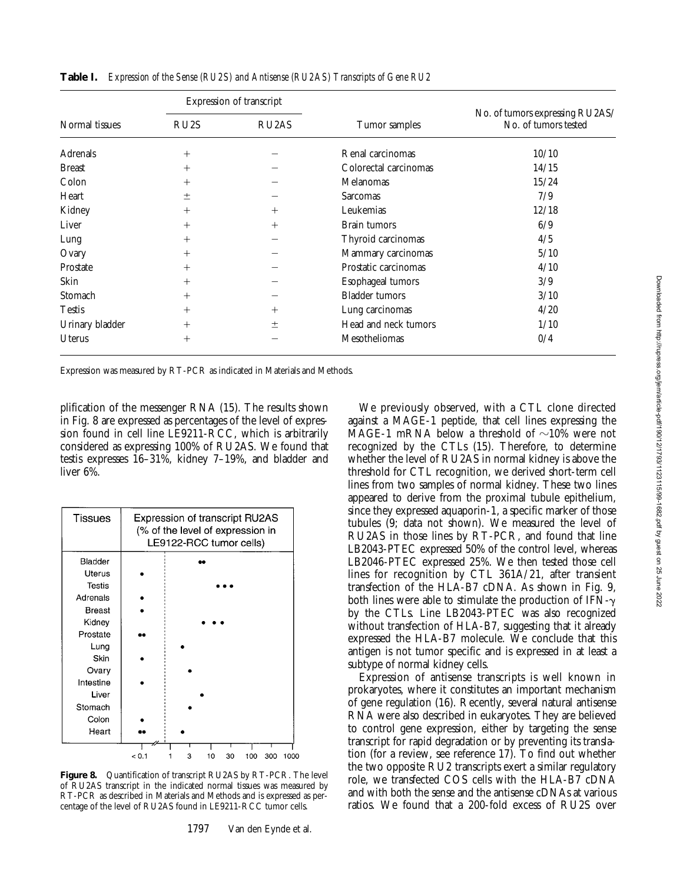**Table I.** *Expression of the Sense (RU2S) and Antisense (RU2AS) Transcripts of Gene RU2*

| Normal tissues | Expression of transcript RU2S | Expression of transcript RU2AS | Tumor samples | No. of tumors expressing RU2AS/ No. of tumors tested |
|---|---|---|---|---|
| Adrenals | + | − | Renal carcinomas | 10/10 |
| Breast | + | − | Colorectal carcinomas | 14/15 |
| Colon | + | − | Melanomas | 15/24 |
| Heart | ± | − | Sarcomas | 7/9 |
| Kidney | + | + | Leukemias | 12/18 |
| Liver | + | + | Brain tumors | 6/9 |
| Lung | + | − | Thyroid carcinomas | 4/5 |
| Ovary | + | − | Mammary carcinomas | 5/10 |
| Prostate | + | − | Prostatic carcinomas | 4/10 |
| Skin | + | − | Esophageal tumors | 3/9 |
| Stomach | + | − | Bladder tumors | 3/10 |
| Testis | + | + | Lung carcinomas | 4/20 |
| Urinary bladder | + | ± | Head and neck tumors | 1/10 |
| Uterus | + | − | Mesotheliomas | 0/4 |

Expression was measured by RT-PCR as indicated in Materials and Methods.

plification of the messenger RNA (15). The results shown in Fig. 8 are expressed as percentages of the level of expression found in cell line LE9211-RCC, which is arbitrarily considered as expressing 100% of RU2AS. We found that testis expresses 16–31%, kidney 7–19%, and bladder and liver 6%.

**Figure 8.** Quantification of transcript RU2AS by RT-PCR. The level of RU2AS transcript in the indicated normal tissues was measured by RT-PCR as described in Materials and Methods and is expressed as percentage of the level of RU2AS found in LE9211-RCC tumor cells.

We previously observed, with a CTL clone directed against a MAGE-1 peptide, that cell lines expressing the MAGE-1 mRNA below a threshold of ~10% were not recognized by the CTLs (15). Therefore, to determine whether the level of RU2AS in normal kidney is above the threshold for CTL recognition, we derived short-term cell lines from two samples of normal kidney. These two lines appeared to derive from the proximal tubule epithelium, since they expressed aquaporin-1, a specific marker of those tubules (9; data not shown). We measured the level of RU2AS in those lines by RT-PCR, and found that line LB2043-PTEC expressed 50% of the control level, whereas LB2046-PTEC expressed 25%. We then tested those cell lines for recognition by CTL 361A/21, after transient transfection of the HLA-B7 cDNA. As shown in Fig. 9, both lines were able to stimulate the production of IFN-γ by the CTLs. Line LB2043-PTEC was also recognized without transfection of HLA-B7, suggesting that it already expressed the HLA-B7 molecule. We conclude that this antigen is not tumor specific and is expressed in at least a subtype of normal kidney cells.

Expression of antisense transcripts is well known in prokaryotes, where it constitutes an important mechanism of gene regulation (16). Recently, several natural antisense RNA were also described in eukaryotes. They are believed to control gene expression, either by targeting the sense transcript for rapid degradation or by preventing its translation (for a review, see reference 17). To find out whether the two opposite RU2 transcripts exert a similar regulatory role, we transfected COS cells with the HLA-B7 cDNA and with both the sense and the antisense cDNAs at various ratios. We found that a 200-fold excess of RU2S over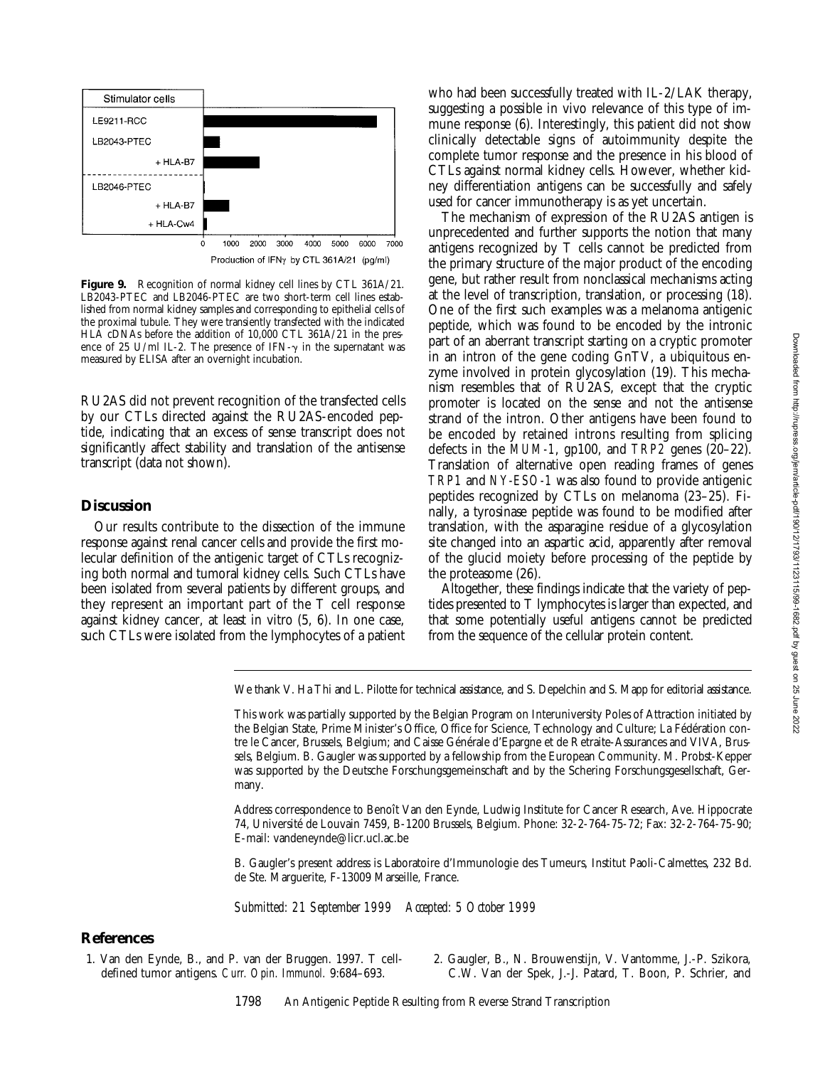**Figure 9.** Recognition of normal kidney cell lines by CTL 361A/21. LB2043-PTEC and LB2046-PTEC are two short-term cell lines established from normal kidney samples and corresponding to epithelial cells of the proximal tubule. They were transiently transfected with the indicated HLA cDNAs before the addition of 10,000 CTL 361A/21 in the presence of 25 U/ml IL-2. The presence of IFN-γ in the supernatant was measured by ELISA after an overnight incubation.

RU2AS did not prevent recognition of the transfected cells by our CTLs directed against the RU2AS-encoded peptide, indicating that an excess of sense transcript does not significantly affect stability and translation of the antisense transcript (data not shown).

## Discussion

Our results contribute to the dissection of the immune response against renal cancer cells and provide the first molecular definition of the antigenic target of CTLs recognizing both normal and tumoral kidney cells. Such CTLs have been isolated from several patients by different groups, and they represent an important part of the T cell response against kidney cancer, at least in vitro (5, 6). In one case, such CTLs were isolated from the lymphocytes of a patient who had been successfully treated with IL-2/LAK therapy, suggesting a possible in vivo relevance of this type of immune response (6). Interestingly, this patient did not show clinically detectable signs of autoimmunity despite the complete tumor response and the presence in his blood of CTLs against normal kidney cells. However, whether kidney differentiation antigens can be successfully and safely used for cancer immunotherapy is as yet uncertain.

The mechanism of expression of the RU2AS antigen is unprecedented and further supports the notion that many antigens recognized by T cells cannot be predicted from the primary structure of the major product of the encoding gene, but rather result from nonclassical mechanisms acting at the level of transcription, translation, or processing (18). One of the first such examples was a melanoma antigenic peptide, which was found to be encoded by the intronic part of an aberrant transcript starting on a cryptic promoter in an intron of the gene coding GnTV, a ubiquitous enzyme involved in protein glycosylation (19). This mechanism resembles that of RU2AS, except that the cryptic promoter is located on the sense and not the antisense strand of the intron. Other antigens have been found to be encoded by retained introns resulting from splicing defects in the *MUM-1*, gp100, and *TRP2* genes (20–22). Translation of alternative open reading frames of genes *TRP1* and *NY-ESO-1* was also found to provide antigenic peptides recognized by CTLs on melanoma (23–25). Finally, a tyrosinase peptide was found to be modified after translation, with the asparagine residue of a glycosylation site changed into an aspartic acid, apparently after removal of the glucid moiety before processing of the peptide by the proteasome (26).

Altogether, these findings indicate that the variety of peptides presented to T lymphocytes is larger than expected, and that some potentially useful antigens cannot be predicted from the sequence of the cellular protein content.

We thank V. Ha Thi and L. Pilotte for technical assistance, and S. Depelchin and S. Mapp for editorial assistance.

This work was partially supported by the Belgian Program on Interuniversity Poles of Attraction initiated by the Belgian State, Prime Minister's Office, Office for Science, Technology and Culture; La Fédération contre le Cancer, Brussels, Belgium; and Caisse Générale d'Epargne et de Retraite-Assurances and VIVA, Brussels, Belgium. B. Gaugler was supported by a fellowship from the European Community. M. Probst-Kepper was supported by the Deutsche Forschungsgemeinschaft and by the Schering Forschungsgesellschaft, Germany.

Address correspondence to Benoît Van den Eynde, Ludwig Institute for Cancer Research, Ave. Hippocrate 74, Université de Louvain 7459, B-1200 Brussels, Belgium. Phone: 32-2-764-75-72; Fax: 32-2-764-75-90; E-mail: vandeneynde@licr.ucl.ac.be

B. Gaugler's present address is Laboratoire d'Immunologie des Tumeurs, Institut Paoli-Calmettes, 232 Bd. de Ste. Marguerite, F-13009 Marseille, France.

*Submitted: 21 September 1999 Accepted: 5 October 1999*

## References

1. Van den Eynde, B., and P. van der Bruggen. 1997. T cell-defined tumor antigens. *Curr. Opin. Immunol.* 9:684–693.
2. Gaugler, B., N. Brouwenstijn, V. Vantomme, J.-P. Szikora, C.W. Van der Spek, J.-J. Patard, T. Boon, P. Schrier, and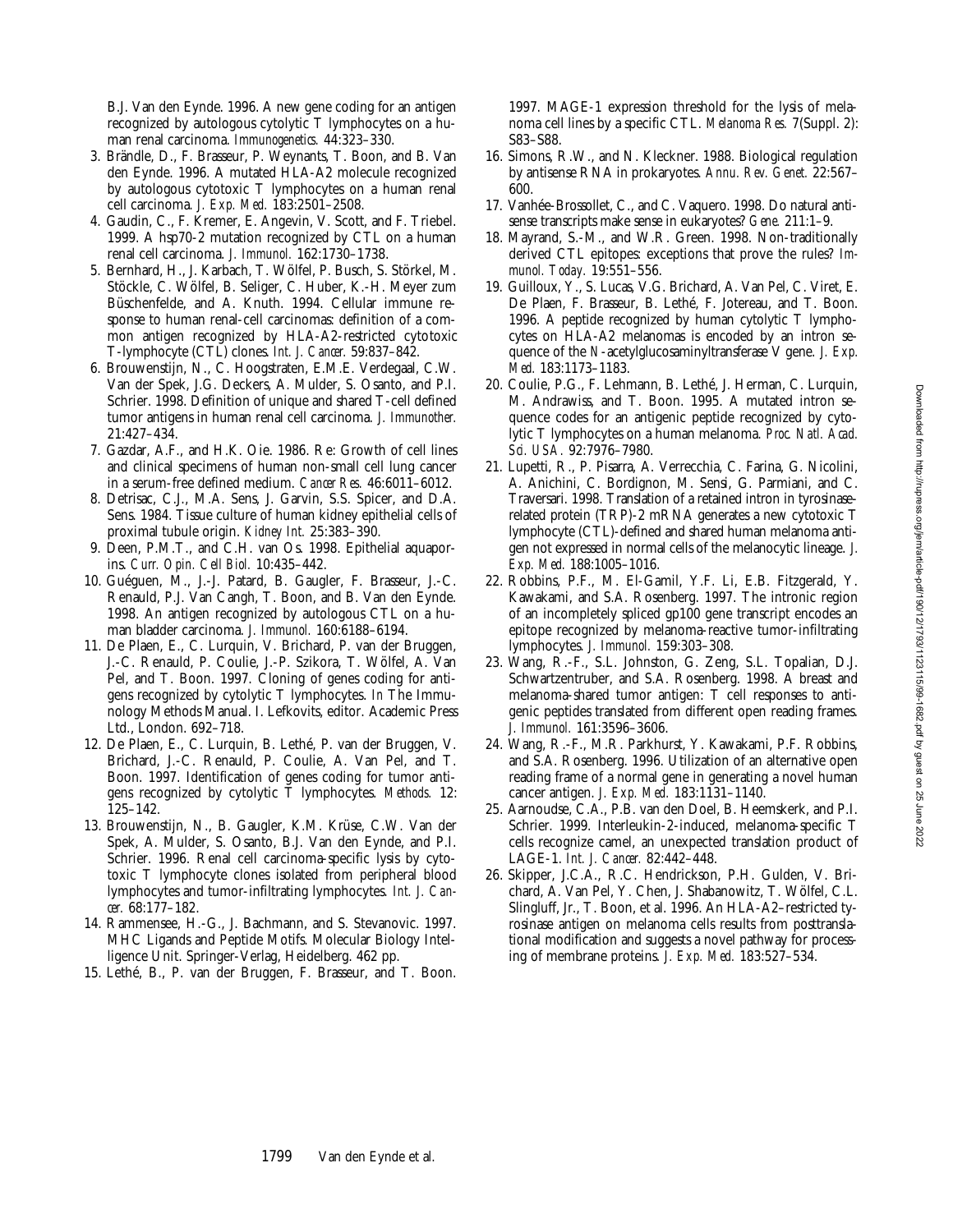B.J. Van den Eynde. 1996. A new gene coding for an antigen recognized by autologous cytolytic T lymphocytes on a human renal carcinoma. *Immunogenetics.* 44:323–330.

3. Brändle, D., F. Brasseur, P. Weynants, T. Boon, and B. Van den Eynde. 1996. A mutated HLA-A2 molecule recognized by autologous cytotoxic T lymphocytes on a human renal cell carcinoma. *J. Exp. Med.* 183:2501–2508.
4. Gaudin, C., F. Kremer, E. Angevin, V. Scott, and F. Triebel. 1999. A hsp70-2 mutation recognized by CTL on a human renal cell carcinoma. *J. Immunol.* 162:1730–1738.
5. Bernhard, H., J. Karbach, T. Wölfel, P. Busch, S. Störkel, M. Stöckle, C. Wölfel, B. Seliger, C. Huber, K.-H. Meyer zum Büschenfelde, and A. Knuth. 1994. Cellular immune response to human renal-cell carcinomas: definition of a common antigen recognized by HLA-A2-restricted cytotoxic T-lymphocyte (CTL) clones. *Int. J. Cancer.* 59:837–842.
6. Brouwenstijn, N., C. Hoogstraten, E.M.E. Verdegaal, C.W. Van der Spek, J.G. Deckers, A. Mulder, S. Osanto, and P.I. Schrier. 1998. Definition of unique and shared T-cell defined tumor antigens in human renal cell carcinoma. *J. Immunother.* 21:427–434.
7. Gazdar, A.F., and H.K. Oie. 1986. Re: Growth of cell lines and clinical specimens of human non-small cell lung cancer in a serum-free defined medium. *Cancer Res.* 46:6011–6012.
8. Detrisac, C.J., M.A. Sens, J. Garvin, S.S. Spicer, and D.A. Sens. 1984. Tissue culture of human kidney epithelial cells of proximal tubule origin. *Kidney Int.* 25:383–390.
9. Deen, P.M.T., and C.H. van Os. 1998. Epithelial aquaporins. *Curr. Opin. Cell Biol.* 10:435–442.
10. Guéguen, M., J.-J. Patard, B. Gaugler, F. Brasseur, J.-C. Renauld, P.J. Van Cangh, T. Boon, and B. Van den Eynde. 1998. An antigen recognized by autologous CTL on a human bladder carcinoma. *J. Immunol.* 160:6188–6194.
11. De Plaen, E., C. Lurquin, V. Brichard, P. van der Bruggen, J.-C. Renauld, P. Coulie, J.-P. Szikora, T. Wölfel, A. Van Pel, and T. Boon. 1997. Cloning of genes coding for antigens recognized by cytolytic T lymphocytes. *In* The Immunology Methods Manual. I. Lefkovits, editor. Academic Press Ltd., London. 692–718.
12. De Plaen, E., C. Lurquin, B. Lethé, P. van der Bruggen, V. Brichard, J.-C. Renauld, P. Coulie, A. Van Pel, and T. Boon. 1997. Identification of genes coding for tumor antigens recognized by cytolytic T lymphocytes. *Methods.* 12: 125–142.
13. Brouwenstijn, N., B. Gaugler, K.M. Krüse, C.W. Van der Spek, A. Mulder, S. Osanto, B.J. Van den Eynde, and P.I. Schrier. 1996. Renal cell carcinoma-specific lysis by cytotoxic T lymphocyte clones isolated from peripheral blood lymphocytes and tumor-infiltrating lymphocytes. *Int. J. Cancer.* 68:177–182.
14. Rammensee, H.-G., J. Bachmann, and S. Stevanovic. 1997. MHC Ligands and Peptide Motifs. Molecular Biology Intelligence Unit. Springer-Verlag, Heidelberg. 462 pp.
15. Lethé, B., P. van der Bruggen, F. Brasseur, and T. Boon. 1997. MAGE-1 expression threshold for the lysis of melanoma cell lines by a specific CTL. *Melanoma Res.* 7(Suppl. 2): S83–S88.
16. Simons, R.W., and N. Kleckner. 1988. Biological regulation by antisense RNA in prokaryotes. *Annu. Rev. Genet.* 22:567–600.
17. Vanhée-Brossollet, C., and C. Vaquero. 1998. Do natural antisense transcripts make sense in eukaryotes? *Gene.* 211:1–9.
18. Mayrand, S.-M., and W.R. Green. 1998. Non-traditionally derived CTL epitopes: exceptions that prove the rules? *Immunol. Today.* 19:551–556.
19. Guilloux, Y., S. Lucas, V.G. Brichard, A. Van Pel, C. Viret, E. De Plaen, F. Brasseur, B. Lethé, F. Jotereau, and T. Boon. 1996. A peptide recognized by human cytolytic T lymphocytes on HLA-A2 melanomas is encoded by an intron sequence of the *N*-acetylglucosaminyltransferase V gene. *J. Exp. Med.* 183:1173–1183.
20. Coulie, P.G., F. Lehmann, B. Lethé, J. Herman, C. Lurquin, M. Andrawiss, and T. Boon. 1995. A mutated intron sequence codes for an antigenic peptide recognized by cytolytic T lymphocytes on a human melanoma. *Proc. Natl. Acad. Sci. USA.* 92:7976–7980.
21. Lupetti, R., P. Pisarra, A. Verrecchia, C. Farina, G. Nicolini, A. Anichini, C. Bordignon, M. Sensi, G. Parmiani, and C. Traversari. 1998. Translation of a retained intron in tyrosinase-related protein (TRP)-2 mRNA generates a new cytotoxic T lymphocyte (CTL)-defined and shared human melanoma antigen not expressed in normal cells of the melanocytic lineage. *J. Exp. Med.* 188:1005–1016.
22. Robbins, P.F., M. El-Gamil, Y.F. Li, E.B. Fitzgerald, Y. Kawakami, and S.A. Rosenberg. 1997. The intronic region of an incompletely spliced gp100 gene transcript encodes an epitope recognized by melanoma-reactive tumor-infiltrating lymphocytes. *J. Immunol.* 159:303–308.
23. Wang, R.-F., S.L. Johnston, G. Zeng, S.L. Topalian, D.J. Schwartzentruber, and S.A. Rosenberg. 1998. A breast and melanoma-shared tumor antigen: T cell responses to antigenic peptides translated from different open reading frames. *J. Immunol.* 161:3596–3606.
24. Wang, R.-F., M.R. Parkhurst, Y. Kawakami, P.F. Robbins, and S.A. Rosenberg. 1996. Utilization of an alternative open reading frame of a normal gene in generating a novel human cancer antigen. *J. Exp. Med.* 183:1131–1140.
25. Aarnoudse, C.A., P.B. van den Doel, B. Heemskerk, and P.I. Schrier. 1999. Interleukin-2-induced, melanoma-specific T cells recognize camel, an unexpected translation product of LAGE-1. *Int. J. Cancer.* 82:442–448.
26. Skipper, J.C.A., R.C. Hendrickson, P.H. Gulden, V. Brichard, A. Van Pel, Y. Chen, J. Shabanowitz, T. Wölfel, C.L. Slingluff, Jr., T. Boon, et al. 1996. An HLA-A2–restricted tyrosinase antigen on melanoma cells results from posttranslational modification and suggests a novel pathway for processing of membrane proteins. *J. Exp. Med.* 183:527–534.